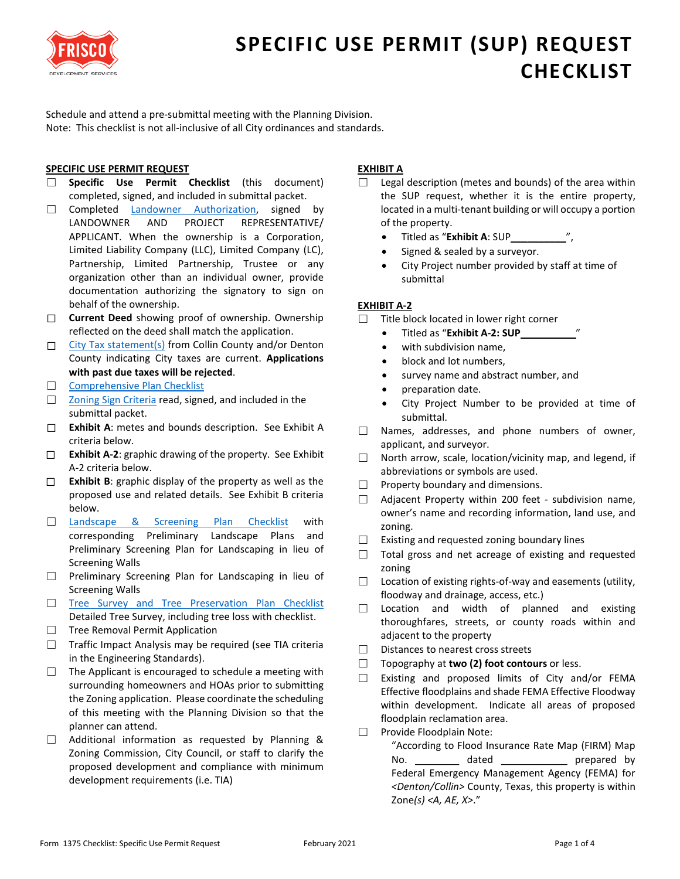# SPECIFIC USE PERMIT (SUP) REQUEST CHECKLIST

Schedule and attend a pre-submittal meeting with the Planning Division.
Note: This checklist is not all-inclusive of all City ordinances and standards.

## SPECIFIC USE PERMIT REQUEST

- ☐ **Specific Use Permit Checklist** (this document) completed, signed, and included in submittal packet.
- ☐ Completed Landowner Authorization, signed by LANDOWNER AND PROJECT REPRESENTATIVE/ APPLICANT. When the ownership is a Corporation, Limited Liability Company (LLC), Limited Company (LC), Partnership, Limited Partnership, Trustee or any organization other than an individual owner, provide documentation authorizing the signatory to sign on behalf of the ownership.
- ☐ **Current Deed** showing proof of ownership. Ownership reflected on the deed shall match the application.
- ☐ City Tax statement(s) from Collin County and/or Denton County indicating City taxes are current. **Applications with past due taxes will be rejected**.
- ☐ Comprehensive Plan Checklist
- ☐ Zoning Sign Criteria read, signed, and included in the submittal packet.
- ☐ **Exhibit A**: metes and bounds description. See Exhibit A criteria below.
- ☐ **Exhibit A-2**: graphic drawing of the property. See Exhibit A-2 criteria below.
- ☐ **Exhibit B**: graphic display of the property as well as the proposed use and related details. See Exhibit B criteria below.
- ☐ Landscape & Screening Plan Checklist with corresponding Preliminary Landscape Plans and Preliminary Screening Plan for Landscaping in lieu of Screening Walls
- ☐ Preliminary Screening Plan for Landscaping in lieu of Screening Walls
- ☐ Tree Survey and Tree Preservation Plan Checklist Detailed Tree Survey, including tree loss with checklist.
- ☐ Tree Removal Permit Application
- ☐ Traffic Impact Analysis may be required (see TIA criteria in the Engineering Standards).
- ☐ The Applicant is encouraged to schedule a meeting with surrounding homeowners and HOAs prior to submitting the Zoning application. Please coordinate the scheduling of this meeting with the Planning Division so that the planner can attend.
- ☐ Additional information as requested by Planning & Zoning Commission, City Council, or staff to clarify the proposed development and compliance with minimum development requirements (i.e. TIA)

## EXHIBIT A

- ☐ Legal description (metes and bounds) of the area within the SUP request, whether it is the entire property, located in a multi-tenant building or will occupy a portion of the property.
  - Titled as "**Exhibit A**: SUP__________",
  - Signed & sealed by a surveyor.
  - City Project number provided by staff at time of submittal

## EXHIBIT A-2

- ☐ Title block located in lower right corner
  - Titled as "**Exhibit A-2: SUP__________**"
  - with subdivision name,
  - block and lot numbers,
  - survey name and abstract number, and
  - preparation date.
  - City Project Number to be provided at time of submittal.
- ☐ Names, addresses, and phone numbers of owner, applicant, and surveyor.
- ☐ North arrow, scale, location/vicinity map, and legend, if abbreviations or symbols are used.
- ☐ Property boundary and dimensions.
- ☐ Adjacent Property within 200 feet - subdivision name, owner's name and recording information, land use, and zoning.
- ☐ Existing and requested zoning boundary lines
- ☐ Total gross and net acreage of existing and requested zoning
- ☐ Location of existing rights-of-way and easements (utility, floodway and drainage, access, etc.)
- ☐ Location and width of planned and existing thoroughfares, streets, or county roads within and adjacent to the property
- ☐ Distances to nearest cross streets
- ☐ Topography at **two (2) foot contours** or less.
- ☐ Existing and proposed limits of City and/or FEMA Effective floodplains and shade FEMA Effective Floodway within development. Indicate all areas of proposed floodplain reclamation area.
- ☐ Provide Floodplain Note:

  "According to Flood Insurance Rate Map (FIRM) Map No. ________ dated ____________ prepared by Federal Emergency Management Agency (FEMA) for *<Denton/Collin>* County, Texas, this property is within Zone*(s) <A, AE, X>*."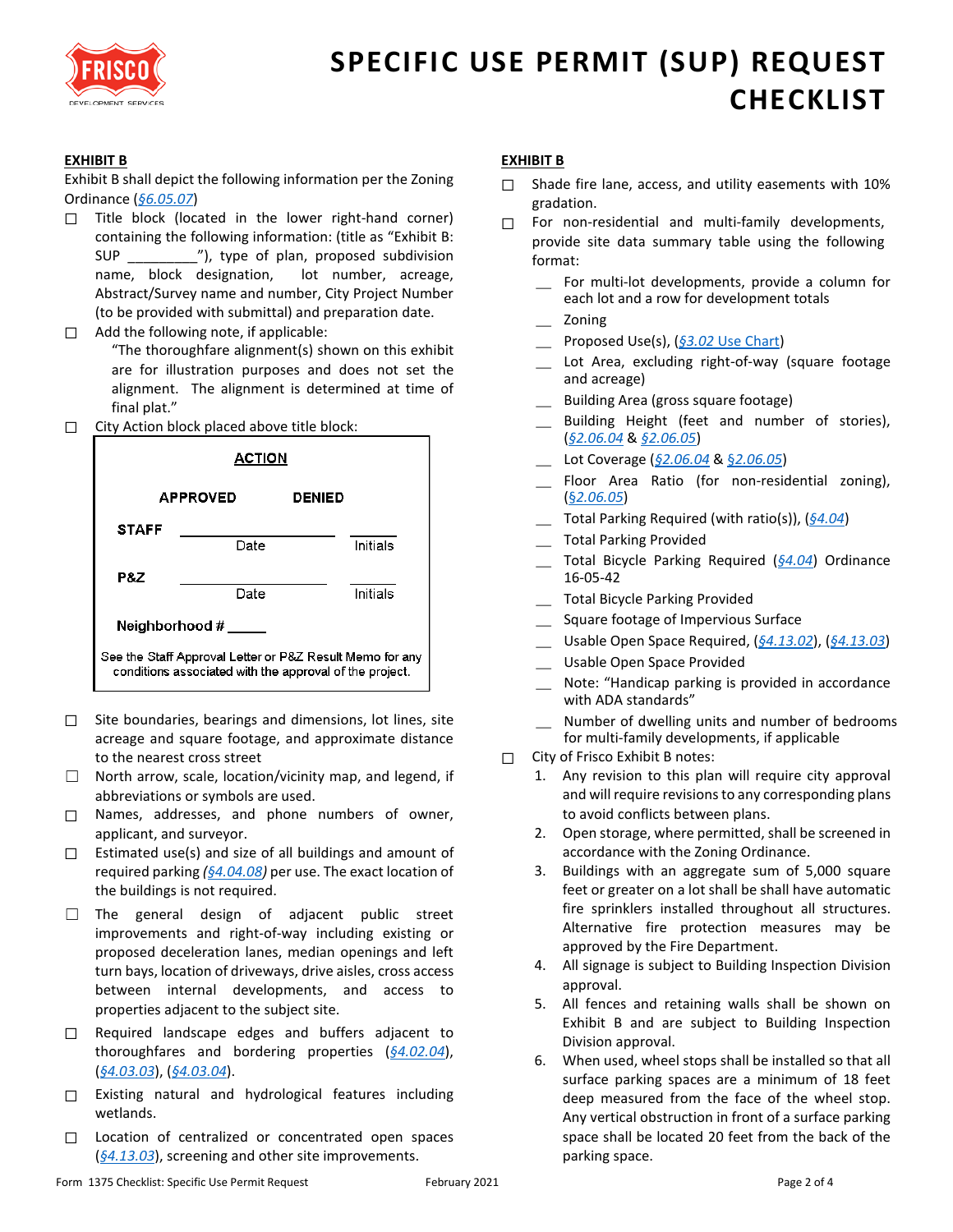# SPECIFIC USE PERMIT (SUP) REQUEST CHECKLIST

**EXHIBIT B**

Exhibit B shall depict the following information per the Zoning Ordinance (*§6.05.07*)

- ☐ Title block (located in the lower right-hand corner) containing the following information: (title as "Exhibit B: SUP _________"), type of plan, proposed subdivision name, block designation, lot number, acreage, Abstract/Survey name and number, City Project Number (to be provided with submittal) and preparation date.
- ☐ Add the following note, if applicable:

  "The thoroughfare alignment(s) shown on this exhibit are for illustration purposes and does not set the alignment. The alignment is determined at time of final plat."
- ☐ City Action block placed above title block:

| ACTION | | |
|---|---|---|
| | APPROVED | DENIED |
| STAFF | ______ Date | ______ Initials |
| P&Z | ______ Date | ______ Initials |
| Neighborhood # _____ | | |
| See the Staff Approval Letter or P&Z Result Memo for any conditions associated with the approval of the project. | | |

- ☐ Site boundaries, bearings and dimensions, lot lines, site acreage and square footage, and approximate distance to the nearest cross street
- ☐ North arrow, scale, location/vicinity map, and legend, if abbreviations or symbols are used.
- ☐ Names, addresses, and phone numbers of owner, applicant, and surveyor.
- ☐ Estimated use(s) and size of all buildings and amount of required parking *(§4.04.08)* per use. The exact location of the buildings is not required.
- ☐ The general design of adjacent public street improvements and right-of-way including existing or proposed deceleration lanes, median openings and left turn bays, location of driveways, drive aisles, cross access between internal developments, and access to properties adjacent to the subject site.
- ☐ Required landscape edges and buffers adjacent to thoroughfares and bordering properties (*§4.02.04*), (*§4.03.03*), (*§4.03.04*).
- ☐ Existing natural and hydrological features including wetlands.
- ☐ Location of centralized or concentrated open spaces (*§4.13.03*), screening and other site improvements.

**EXHIBIT B**

- ☐ Shade fire lane, access, and utility easements with 10% gradation.
- ☐ For non-residential and multi-family developments, provide site data summary table using the following format:
  - __ For multi-lot developments, provide a column for each lot and a row for development totals
  - __ Zoning
  - __ Proposed Use(s), (*§3.02 Use Chart*)
  - __ Lot Area, excluding right-of-way (square footage and acreage)
  - __ Building Area (gross square footage)
  - __ Building Height (feet and number of stories), (*§2.06.04* & *§2.06.05*)
  - __ Lot Coverage (*§2.06.04* & *§2.06.05*)
  - __ Floor Area Ratio (for non-residential zoning), (*§2.06.05*)
  - __ Total Parking Required (with ratio(s)), (*§4.04*)
  - __ Total Parking Provided
  - __ Total Bicycle Parking Required (*§4.04*) Ordinance 16-05-42
  - __ Total Bicycle Parking Provided
  - __ Square footage of Impervious Surface
  - __ Usable Open Space Required, (*§4.13.02*), (*§4.13.03*)
  - __ Usable Open Space Provided
  - __ Note: "Handicap parking is provided in accordance with ADA standards"
  - __ Number of dwelling units and number of bedrooms for multi-family developments, if applicable
- ☐ City of Frisco Exhibit B notes:
  1. Any revision to this plan will require city approval and will require revisions to any corresponding plans to avoid conflicts between plans.
  2. Open storage, where permitted, shall be screened in accordance with the Zoning Ordinance.
  3. Buildings with an aggregate sum of 5,000 square feet or greater on a lot shall be shall have automatic fire sprinklers installed throughout all structures. Alternative fire protection measures may be approved by the Fire Department.
  4. All signage is subject to Building Inspection Division approval.
  5. All fences and retaining walls shall be shown on Exhibit B and are subject to Building Inspection Division approval.
  6. When used, wheel stops shall be installed so that all surface parking spaces are a minimum of 18 feet deep measured from the face of the wheel stop. Any vertical obstruction in front of a surface parking space shall be located 20 feet from the back of the parking space.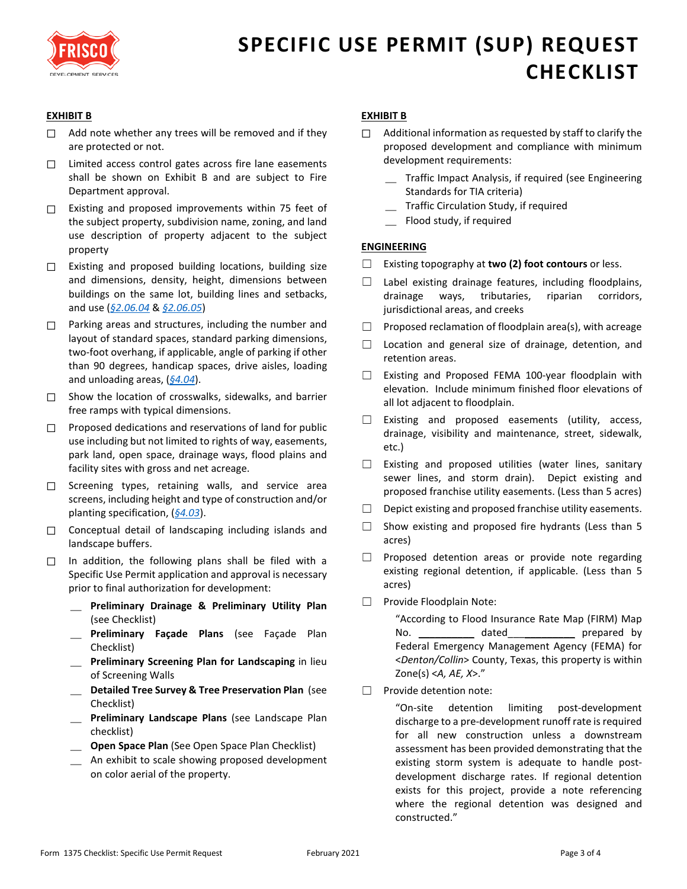# SPECIFIC USE PERMIT (SUP) REQUEST CHECKLIST

**EXHIBIT B**

- ☐ Add note whether any trees will be removed and if they are protected or not.
- ☐ Limited access control gates across fire lane easements shall be shown on Exhibit B and are subject to Fire Department approval.
- ☐ Existing and proposed improvements within 75 feet of the subject property, subdivision name, zoning, and land use description of property adjacent to the subject property
- ☐ Existing and proposed building locations, building size and dimensions, density, height, dimensions between buildings on the same lot, building lines and setbacks, and use (*§2.06.04* & *§2.06.05*)
- ☐ Parking areas and structures, including the number and layout of standard spaces, standard parking dimensions, two-foot overhang, if applicable, angle of parking if other than 90 degrees, handicap spaces, drive aisles, loading and unloading areas, (*§4.04*).
- ☐ Show the location of crosswalks, sidewalks, and barrier free ramps with typical dimensions.
- ☐ Proposed dedications and reservations of land for public use including but not limited to rights of way, easements, park land, open space, drainage ways, flood plains and facility sites with gross and net acreage.
- ☐ Screening types, retaining walls, and service area screens, including height and type of construction and/or planting specification, (*§4.03*).
- ☐ Conceptual detail of landscaping including islands and landscape buffers.
- ☐ In addition, the following plans shall be filed with a Specific Use Permit application and approval is necessary prior to final authorization for development:
  - __ **Preliminary Drainage & Preliminary Utility Plan** (see Checklist)
  - __ **Preliminary Façade Plans** (see Façade Plan Checklist)
  - __ **Preliminary Screening Plan for Landscaping** in lieu of Screening Walls
  - __ **Detailed Tree Survey & Tree Preservation Plan** (see Checklist)
  - __ **Preliminary Landscape Plans** (see Landscape Plan checklist)
  - __ **Open Space Plan** (See Open Space Plan Checklist)
  - __ An exhibit to scale showing proposed development on color aerial of the property.

**EXHIBIT B**

- ☐ Additional information as requested by staff to clarify the proposed development and compliance with minimum development requirements:
  - __ Traffic Impact Analysis, if required (see Engineering Standards for TIA criteria)
  - __ Traffic Circulation Study, if required
  - __ Flood study, if required

**ENGINEERING**

- ☐ Existing topography at **two (2) foot contours** or less.
- ☐ Label existing drainage features, including floodplains, drainage ways, tributaries, riparian corridors, jurisdictional areas, and creeks
- ☐ Proposed reclamation of floodplain area(s), with acreage
- ☐ Location and general size of drainage, detention, and retention areas.
- ☐ Existing and Proposed FEMA 100-year floodplain with elevation. Include minimum finished floor elevations of all lot adjacent to floodplain.
- ☐ Existing and proposed easements (utility, access, drainage, visibility and maintenance, street, sidewalk, etc.)
- ☐ Existing and proposed utilities (water lines, sanitary sewer lines, and storm drain). Depict existing and proposed franchise utility easements. (Less than 5 acres)
- ☐ Depict existing and proposed franchise utility easements.
- ☐ Show existing and proposed fire hydrants (Less than 5 acres)
- ☐ Proposed detention areas or provide note regarding existing regional detention, if applicable. (Less than 5 acres)
- ☐ Provide Floodplain Note:

  "According to Flood Insurance Rate Map (FIRM) Map No. __________ dated___________ prepared by Federal Emergency Management Agency (FEMA) for <*Denton/Collin*> County, Texas, this property is within Zone(s) <*A, AE, X*>."

- ☐ Provide detention note:

  "On-site detention limiting post-development discharge to a pre-development runoff rate is required for all new construction unless a downstream assessment has been provided demonstrating that the existing storm system is adequate to handle post-development discharge rates. If regional detention exists for this project, provide a note referencing where the regional detention was designed and constructed."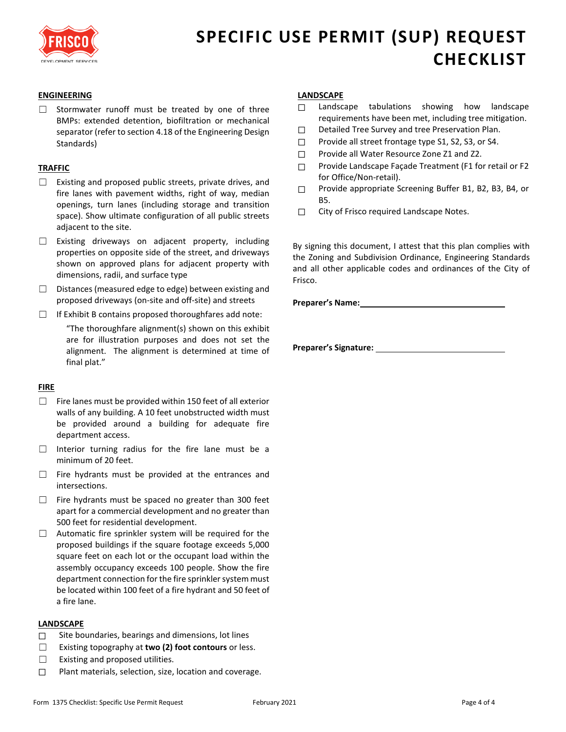# SPECIFIC USE PERMIT (SUP) REQUEST CHECKLIST

## ENGINEERING

- ☐ Stormwater runoff must be treated by one of three BMPs: extended detention, biofiltration or mechanical separator (refer to section 4.18 of the Engineering Design Standards)

## TRAFFIC

- ☐ Existing and proposed public streets, private drives, and fire lanes with pavement widths, right of way, median openings, turn lanes (including storage and transition space). Show ultimate configuration of all public streets adjacent to the site.
- ☐ Existing driveways on adjacent property, including properties on opposite side of the street, and driveways shown on approved plans for adjacent property with dimensions, radii, and surface type
- ☐ Distances (measured edge to edge) between existing and proposed driveways (on-site and off-site) and streets
- ☐ If Exhibit B contains proposed thoroughfares add note:

  "The thoroughfare alignment(s) shown on this exhibit are for illustration purposes and does not set the alignment. The alignment is determined at time of final plat."

## FIRE

- ☐ Fire lanes must be provided within 150 feet of all exterior walls of any building. A 10 feet unobstructed width must be provided around a building for adequate fire department access.
- ☐ Interior turning radius for the fire lane must be a minimum of 20 feet.
- ☐ Fire hydrants must be provided at the entrances and intersections.
- ☐ Fire hydrants must be spaced no greater than 300 feet apart for a commercial development and no greater than 500 feet for residential development.
- ☐ Automatic fire sprinkler system will be required for the proposed buildings if the square footage exceeds 5,000 square feet on each lot or the occupant load within the assembly occupancy exceeds 100 people. Show the fire department connection for the fire sprinkler system must be located within 100 feet of a fire hydrant and 50 feet of a fire lane.

## LANDSCAPE

- ☐ Site boundaries, bearings and dimensions, lot lines
- ☐ Existing topography at **two (2) foot contours** or less.
- ☐ Existing and proposed utilities.
- ☐ Plant materials, selection, size, location and coverage.

## LANDSCAPE

- ☐ Landscape tabulations showing how landscape requirements have been met, including tree mitigation.
- ☐ Detailed Tree Survey and tree Preservation Plan.
- ☐ Provide all street frontage type S1, S2, S3, or S4.
- ☐ Provide all Water Resource Zone Z1 and Z2.
- ☐ Provide Landscape Façade Treatment (F1 for retail or F2 for Office/Non-retail).
- ☐ Provide appropriate Screening Buffer B1, B2, B3, B4, or B5.
- ☐ City of Frisco required Landscape Notes.

By signing this document, I attest that this plan complies with the Zoning and Subdivision Ordinance, Engineering Standards and all other applicable codes and ordinances of the City of Frisco.

**Preparer's Name:** ______________________________

**Preparer's Signature:** ______________________________

Form 1375 Checklist: Specific Use Permit Request — February 2021